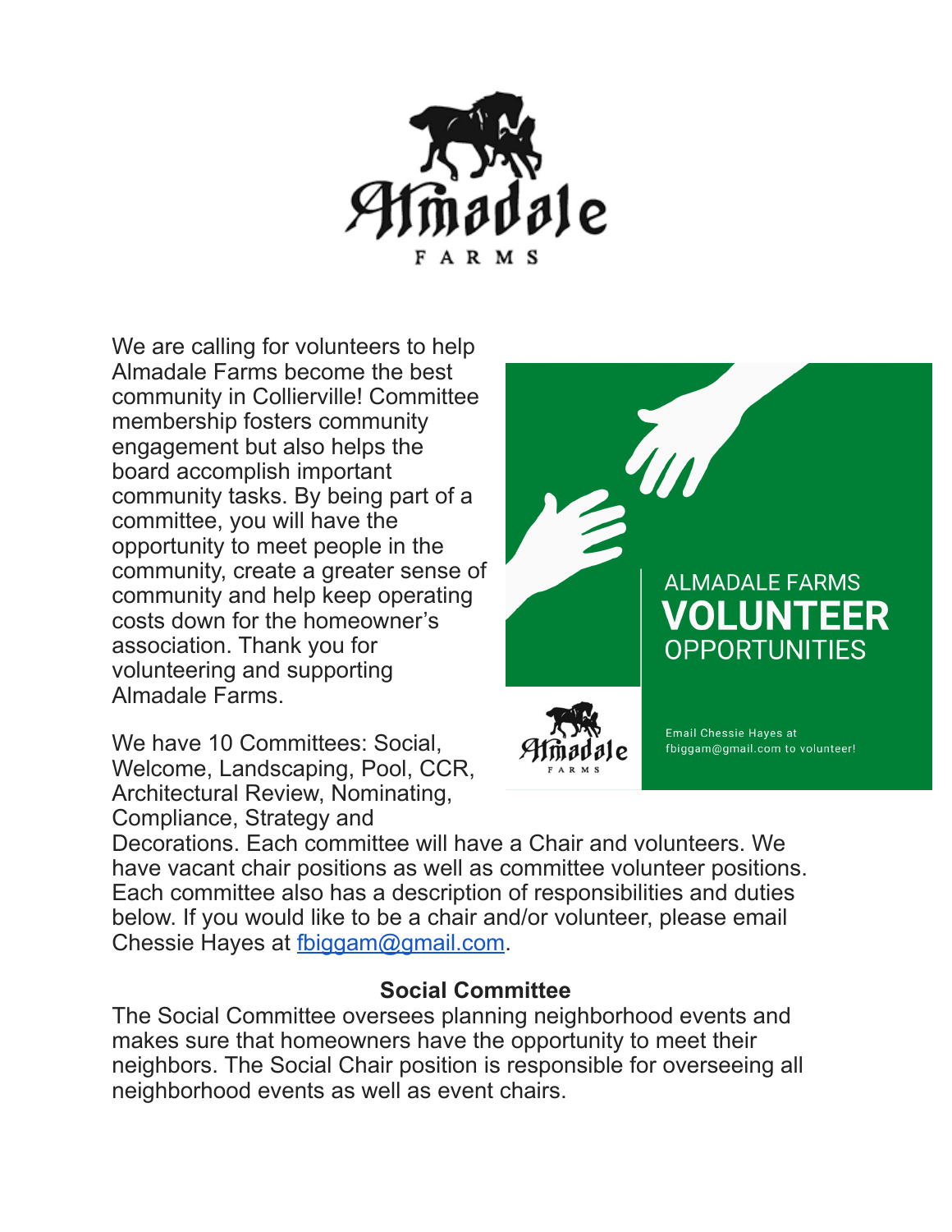We are calling for volunteers to help Almadale Farms become the best community in Collierville! Committee membership fosters community engagement but also helps the board accomplish important community tasks. By being part of a committee, you will have the opportunity to meet people in the community, create a greater sense of community and help keep operating costs down for the homeowner's association. Thank you for volunteering and supporting Almadale Farms.

We have 10 Committees: Social, Welcome, Landscaping, Pool, CCR, Architectural Review, Nominating, Compliance, Strategy and Decorations. Each committee will have a Chair and volunteers. We have vacant chair positions as well as committee volunteer positions. Each committee also has a description of responsibilities and duties below. If you would like to be a chair and/or volunteer, please email Chessie Hayes at fbiggam@gmail.com.

## Social Committee

The Social Committee oversees planning neighborhood events and makes sure that homeowners have the opportunity to meet their neighbors. The Social Chair position is responsible for overseeing all neighborhood events as well as event chairs.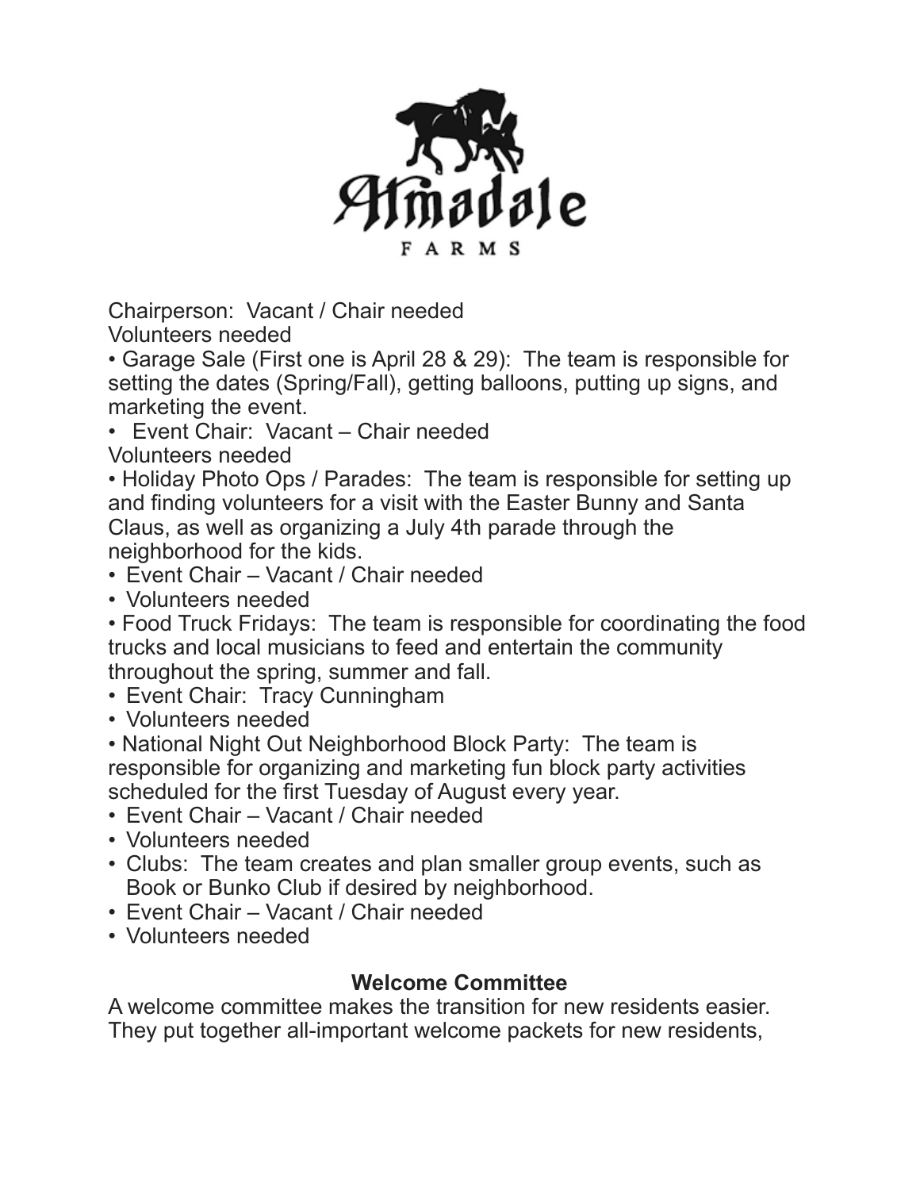Chairperson: Vacant / Chair needed
Volunteers needed

- Garage Sale (First one is April 28 & 29): The team is responsible for setting the dates (Spring/Fall), getting balloons, putting up signs, and marketing the event.
- Event Chair: Vacant – Chair needed

Volunteers needed

- Holiday Photo Ops / Parades: The team is responsible for setting up and finding volunteers for a visit with the Easter Bunny and Santa Claus, as well as organizing a July 4th parade through the neighborhood for the kids.
- Event Chair – Vacant / Chair needed
- Volunteers needed
- Food Truck Fridays: The team is responsible for coordinating the food trucks and local musicians to feed and entertain the community throughout the spring, summer and fall.
- Event Chair: Tracy Cunningham
- Volunteers needed
- National Night Out Neighborhood Block Party: The team is responsible for organizing and marketing fun block party activities scheduled for the first Tuesday of August every year.
- Event Chair – Vacant / Chair needed
- Volunteers needed
- Clubs: The team creates and plan smaller group events, such as Book or Bunko Club if desired by neighborhood.
- Event Chair – Vacant / Chair needed
- Volunteers needed

**Welcome Committee**

A welcome committee makes the transition for new residents easier. They put together all-important welcome packets for new residents,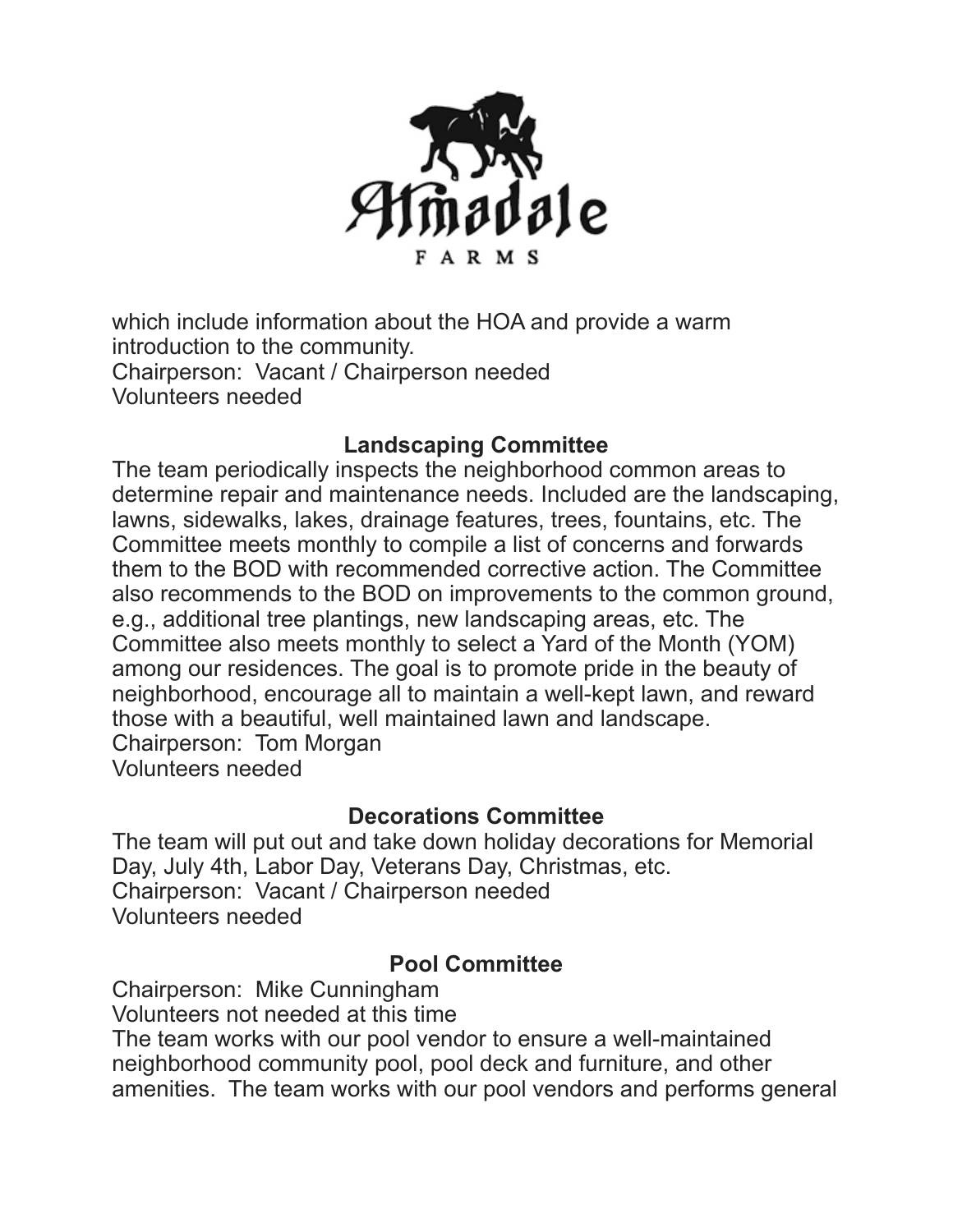which include information about the HOA and provide a warm introduction to the community.
Chairperson: Vacant / Chairperson needed
Volunteers needed

### Landscaping Committee

The team periodically inspects the neighborhood common areas to determine repair and maintenance needs. Included are the landscaping, lawns, sidewalks, lakes, drainage features, trees, fountains, etc. The Committee meets monthly to compile a list of concerns and forwards them to the BOD with recommended corrective action. The Committee also recommends to the BOD on improvements to the common ground, e.g., additional tree plantings, new landscaping areas, etc. The Committee also meets monthly to select a Yard of the Month (YOM) among our residences. The goal is to promote pride in the beauty of neighborhood, encourage all to maintain a well-kept lawn, and reward those with a beautiful, well maintained lawn and landscape.
Chairperson: Tom Morgan
Volunteers needed

### Decorations Committee

The team will put out and take down holiday decorations for Memorial Day, July 4th, Labor Day, Veterans Day, Christmas, etc.
Chairperson: Vacant / Chairperson needed
Volunteers needed

### Pool Committee

Chairperson: Mike Cunningham
Volunteers not needed at this time
The team works with our pool vendor to ensure a well-maintained neighborhood community pool, pool deck and furniture, and other amenities. The team works with our pool vendors and performs general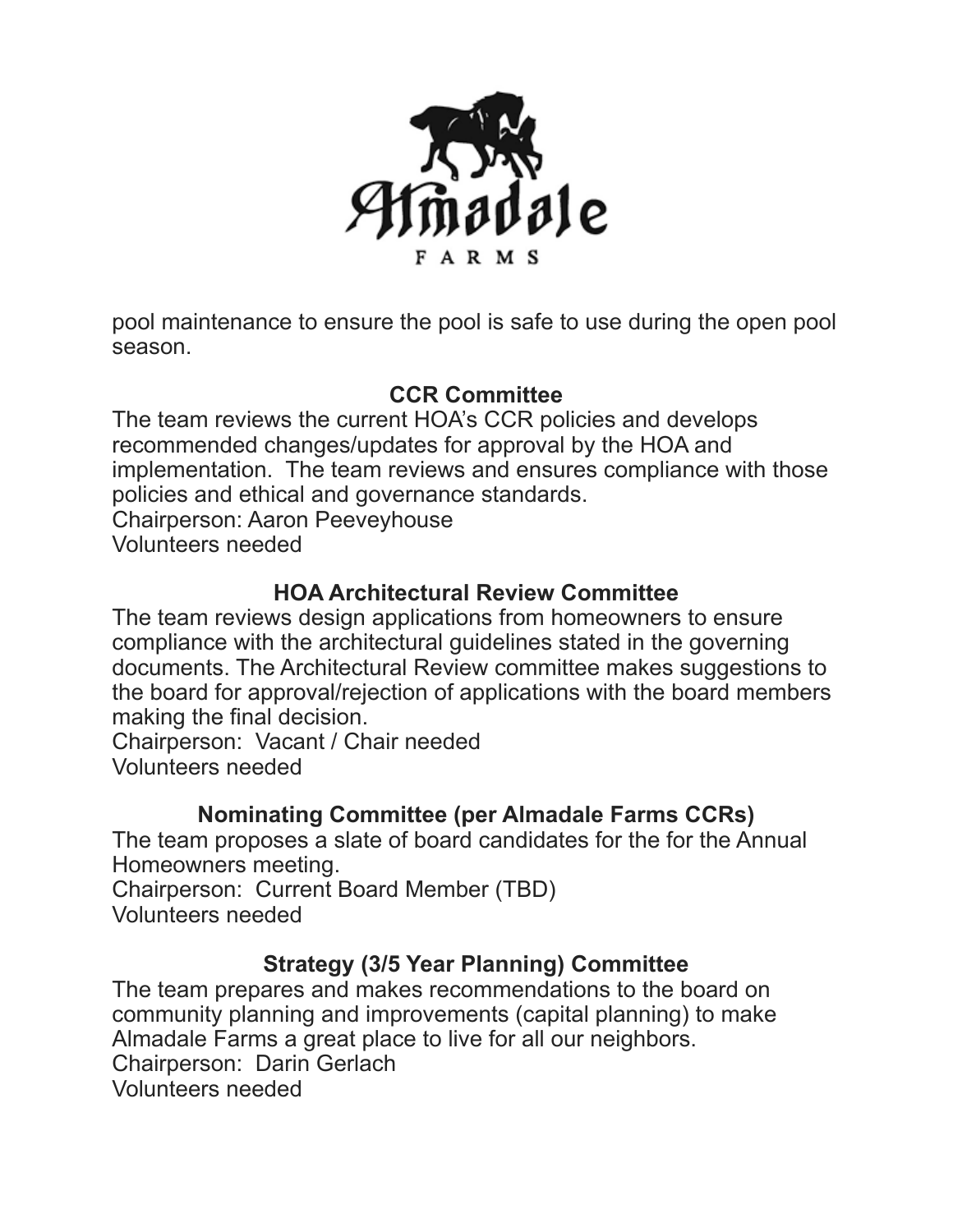pool maintenance to ensure the pool is safe to use during the open pool season.

### CCR Committee

The team reviews the current HOA's CCR policies and develops recommended changes/updates for approval by the HOA and implementation. The team reviews and ensures compliance with those policies and ethical and governance standards.
Chairperson: Aaron Peeveyhouse
Volunteers needed

### HOA Architectural Review Committee

The team reviews design applications from homeowners to ensure compliance with the architectural guidelines stated in the governing documents. The Architectural Review committee makes suggestions to the board for approval/rejection of applications with the board members making the final decision.
Chairperson: Vacant / Chair needed
Volunteers needed

### Nominating Committee (per Almadale Farms CCRs)

The team proposes a slate of board candidates for the for the Annual Homeowners meeting.
Chairperson: Current Board Member (TBD)
Volunteers needed

### Strategy (3/5 Year Planning) Committee

The team prepares and makes recommendations to the board on community planning and improvements (capital planning) to make Almadale Farms a great place to live for all our neighbors.
Chairperson: Darin Gerlach
Volunteers needed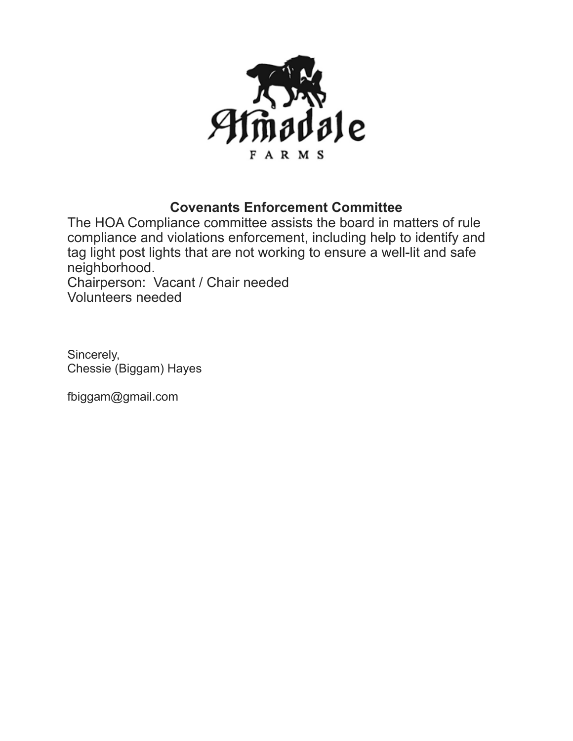## Covenants Enforcement Committee

The HOA Compliance committee assists the board in matters of rule compliance and violations enforcement, including help to identify and tag light post lights that are not working to ensure a well-lit and safe neighborhood.
Chairperson: Vacant / Chair needed
Volunteers needed

Sincerely,
Chessie (Biggam) Hayes

fbiggam@gmail.com